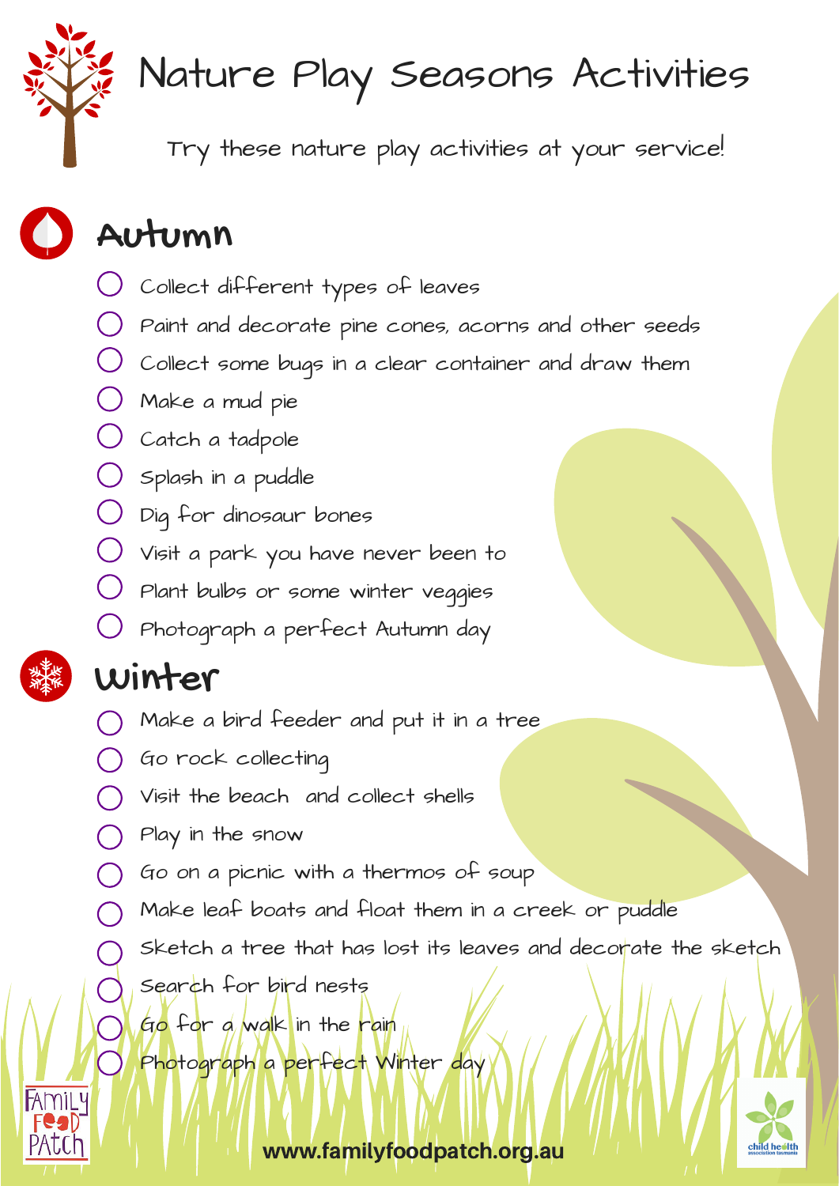# Nature Play Seasons Activities

Try these nature play activities at your service!

## Autumn

- [ ] Collect different types of leaves
- [ ] Paint and decorate pine cones, acorns and other seeds
- [ ] Collect some bugs in a clear container and draw them
- [ ] Make a mud pie
- [ ] Catch a tadpole
- [ ] Splash in a puddle
- [ ] Dig for dinosaur bones
- [ ] Visit a park you have never been to
- [ ] Plant bulbs or some winter veggies
- [ ] Photograph a perfect Autumn day

## Winter

- [ ] Make a bird feeder and put it in a tree
- [ ] Go rock collecting
- [ ] Visit the beach and collect shells
- [ ] Play in the snow
- [ ] Go on a picnic with a thermos of soup
- [ ] Make leaf boats and float them in a creek or puddle
- [ ] Sketch a tree that has lost its leaves and decorate the sketch
- [ ] Search for bird nests
- [ ] Go for a walk in the rain
- [ ] Photograph a perfect Winter day

Family Food Patch

www.familyfoodpatch.org.au

child health association tasmania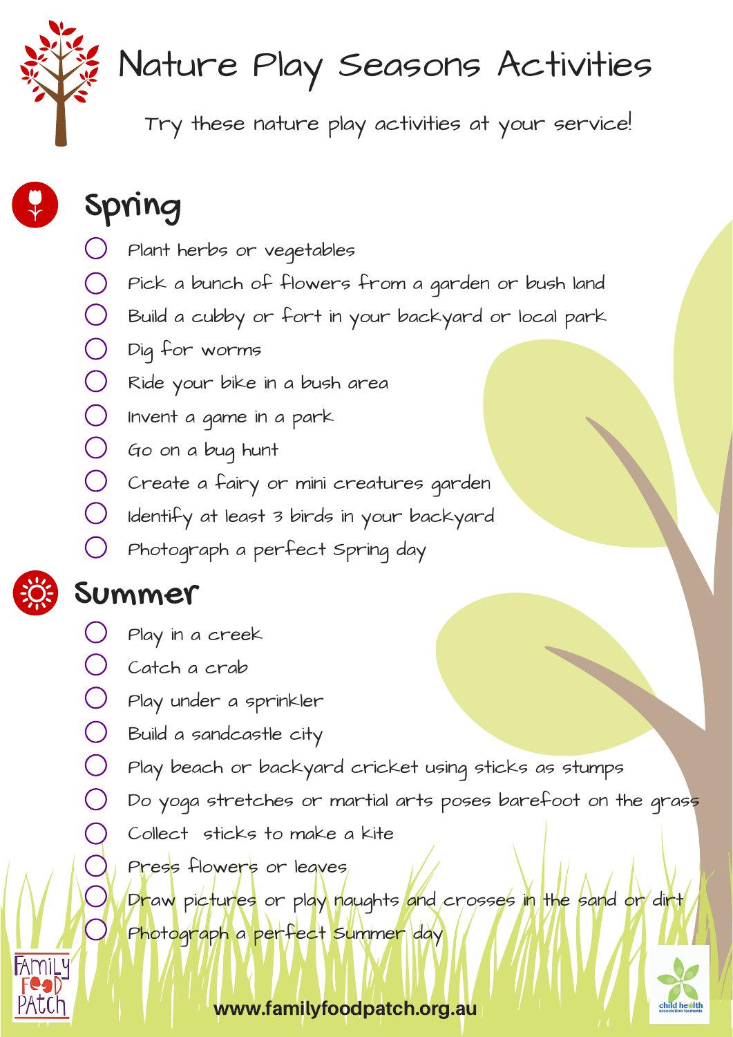# Nature Play Seasons Activities

Try these nature play activities at your service!

## Spring

- Plant herbs or vegetables
- Pick a bunch of flowers from a garden or bush land
- Build a cubby or fort in your backyard or local park
- Dig for worms
- Ride your bike in a bush area
- Invent a game in a park
- Go on a bug hunt
- Create a fairy or mini creatures garden
- Identify at least 3 birds in your backyard
- Photograph a perfect Spring day

## Summer

- Play in a creek
- Catch a crab
- Play under a sprinkler
- Build a sandcastle city
- Play beach or backyard cricket using sticks as stumps
- Do yoga stretches or martial arts poses barefoot on the grass
- Collect sticks to make a kite
- Press flowers or leaves
- Draw pictures or play naughts and crosses in the sand or dirt
- Photograph a perfect Summer day

www.familyfoodpatch.org.au